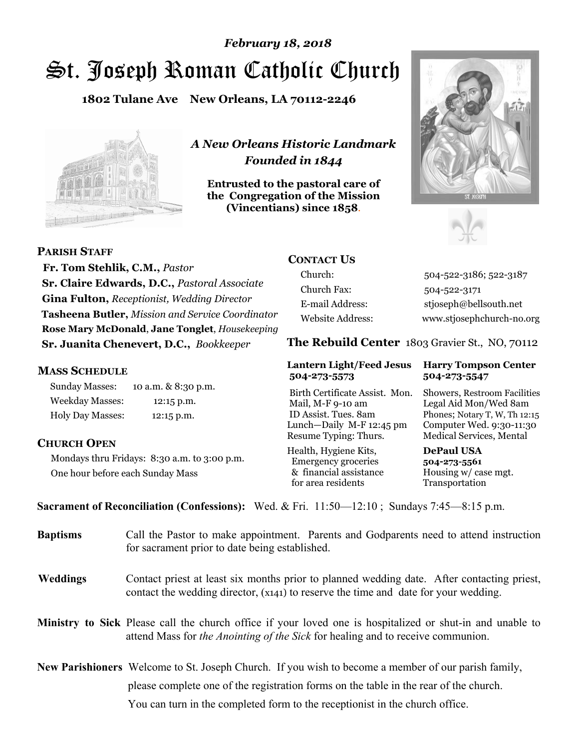*February 18, 2018*

# St. Joseph Roman Catholic Church

**1802 Tulane Ave New Orleans, LA 70112-2246**

*A New Orleans Historic Landmark*
*Founded in 1844*

**Entrusted to the pastoral care of the Congregation of the Mission (Vincentians) since 1858.**

## PARISH STAFF

**Fr. Tom Stehlik, C.M.,** *Pastor*
**Sr. Claire Edwards, D.C.,** *Pastoral Associate*
**Gina Fulton,** *Receptionist, Wedding Director*
**Tasheena Butler,** *Mission and Service Coordinator*
**Rose Mary McDonald**, **Jane Tonglet**, *Housekeeping*
**Sr. Juanita Chenevert, D.C.,** *Bookkeeper*

## MASS SCHEDULE

| | |
|---|---|
| Sunday Masses: | 10 a.m. & 8:30 p.m. |
| Weekday Masses: | 12:15 p.m. |
| Holy Day Masses: | 12:15 p.m. |

## CHURCH OPEN

Mondays thru Fridays: 8:30 a.m. to 3:00 p.m.
One hour before each Sunday Mass

## CONTACT US

| | |
|---|---|
| Church: | 504-522-3186; 522-3187 |
| Church Fax: | 504-522-3171 |
| E-mail Address: | stjoseph@bellsouth.net |
| Website Address: | www.stjosephchurch-no.org |

## The Rebuild Center 1803 Gravier St., NO, 70112

| Lantern Light/Feed Jesus 504-273-5573 | Harry Tompson Center 504-273-5547 |
|---|---|
| Birth Certificate Assist. Mon.<br>Mail, M-F 9-10 am<br>ID Assist. Tues. 8am<br>Lunch—Daily M-F 12:45 pm<br>Resume Typing: Thurs. | Showers, Restroom Facilities<br>Legal Aid Mon/Wed 8am<br>Phones; Notary T, W, Th 12:15<br>Computer Wed. 9:30-11:30<br>Medical Services, Mental |
| Health, Hygiene Kits,<br>Emergency groceries<br>& financial assistance<br>for area residents | **DePaul USA**<br>**504-273-5561**<br>Housing w/ case mgt.<br>Transportation |

**Sacrament of Reconciliation (Confessions):** Wed. & Fri. 11:50—12:10 ; Sundays 7:45—8:15 p.m.

**Baptisms** Call the Pastor to make appointment. Parents and Godparents need to attend instruction for sacrament prior to date being established.

**Weddings** Contact priest at least six months prior to planned wedding date. After contacting priest, contact the wedding director, (x141) to reserve the time and date for your wedding.

**Ministry to Sick** Please call the church office if your loved one is hospitalized or shut-in and unable to attend Mass for *the Anointing of the Sick* for healing and to receive communion.

**New Parishioners** Welcome to St. Joseph Church. If you wish to become a member of our parish family, please complete one of the registration forms on the table in the rear of the church. You can turn in the completed form to the receptionist in the church office.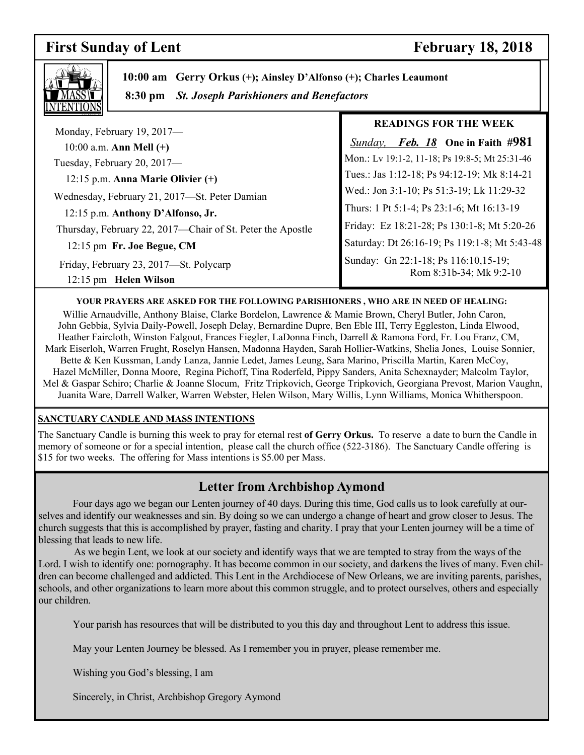# First Sunday of Lent — February 18, 2018

## MASS INTENTIONS

**10:00 am Gerry Orkus (+); Ainsley D'Alfonso (+); Charles Leaumont**

**8:30 pm *St. Joseph Parishioners and Benefactors***

Monday, February 19, 2017—
10:00 a.m. **Ann Mell (+)**

Tuesday, February 20, 2017—
12:15 p.m. **Anna Marie Olivier (+)**

Wednesday, February 21, 2017—St. Peter Damian
12:15 p.m. **Anthony D'Alfonso, Jr.**

Thursday, February 22, 2017—Chair of St. Peter the Apostle
12:15 pm **Fr. Joe Begue, CM**

Friday, February 23, 2017—St. Polycarp
12:15 pm **Helen Wilson**

### READINGS FOR THE WEEK

*Sunday, **Feb. 18*** **One in Faith #981**

Mon.: Lv 19:1-2, 11-18; Ps 19:8-5; Mt 25:31-46

Tues.: Jas 1:12-18; Ps 94:12-19; Mk 8:14-21

Wed.: Jon 3:1-10; Ps 51:3-19; Lk 11:29-32

Thurs: 1 Pt 5:1-4; Ps 23:1-6; Mt 16:13-19

Friday: Ez 18:21-28; Ps 130:1-8; Mt 5:20-26

Saturday: Dt 26:16-19; Ps 119:1-8; Mt 5:43-48

Sunday: Gn 22:1-18; Ps 116:10,15-19; Rom 8:31b-34; Mk 9:2-10

**YOUR PRAYERS ARE ASKED FOR THE FOLLOWING PARISHIONERS , WHO ARE IN NEED OF HEALING:**

Willie Arnaudville, Anthony Blaise, Clarke Bordelon, Lawrence & Mamie Brown, Cheryl Butler, John Caron, John Gebbia, Sylvia Daily-Powell, Joseph Delay, Bernardine Dupre, Ben Eble III, Terry Eggleston, Linda Elwood, Heather Faircloth, Winston Falgout, Frances Fiegler, LaDonna Finch, Darrell & Ramona Ford, Fr. Lou Franz, CM, Mark Eiserloh, Warren Frught, Roselyn Hansen, Madonna Hayden, Sarah Hollier-Watkins, Shelia Jones, Louise Sonnier, Bette & Ken Kussman, Landy Lanza, Jannie Ledet, James Leung, Sara Marino, Priscilla Martin, Karen McCoy, Hazel McMiller, Donna Moore, Regina Pichoff, Tina Roderfeld, Pippy Sanders, Anita Schexnayder; Malcolm Taylor, Mel & Gaspar Schiro; Charlie & Joanne Slocum, Fritz Tripkovich, George Tripkovich, Georgiana Prevost, Marion Vaughn, Juanita Ware, Darrell Walker, Warren Webster, Helen Wilson, Mary Willis, Lynn Williams, Monica Whitherspoon.

**SANCTUARY CANDLE AND MASS INTENTIONS**

The Sanctuary Candle is burning this week to pray for eternal rest **of Gerry Orkus.** To reserve a date to burn the Candle in memory of someone or for a special intention, please call the church office (522-3186). The Sanctuary Candle offering is $15 for two weeks. The offering for Mass intentions is $5.00 per Mass.

## Letter from Archbishop Aymond

Four days ago we began our Lenten journey of 40 days. During this time, God calls us to look carefully at ourselves and identify our weaknesses and sin. By doing so we can undergo a change of heart and grow closer to Jesus. The church suggests that this is accomplished by prayer, fasting and charity. I pray that your Lenten journey will be a time of blessing that leads to new life.

As we begin Lent, we look at our society and identify ways that we are tempted to stray from the ways of the Lord. I wish to identify one: pornography. It has become common in our society, and darkens the lives of many. Even children can become challenged and addicted. This Lent in the Archdiocese of New Orleans, we are inviting parents, parishes, schools, and other organizations to learn more about this common struggle, and to protect ourselves, others and especially our children.

Your parish has resources that will be distributed to you this day and throughout Lent to address this issue.

May your Lenten Journey be blessed. As I remember you in prayer, please remember me.

Wishing you God's blessing, I am

Sincerely, in Christ, Archbishop Gregory Aymond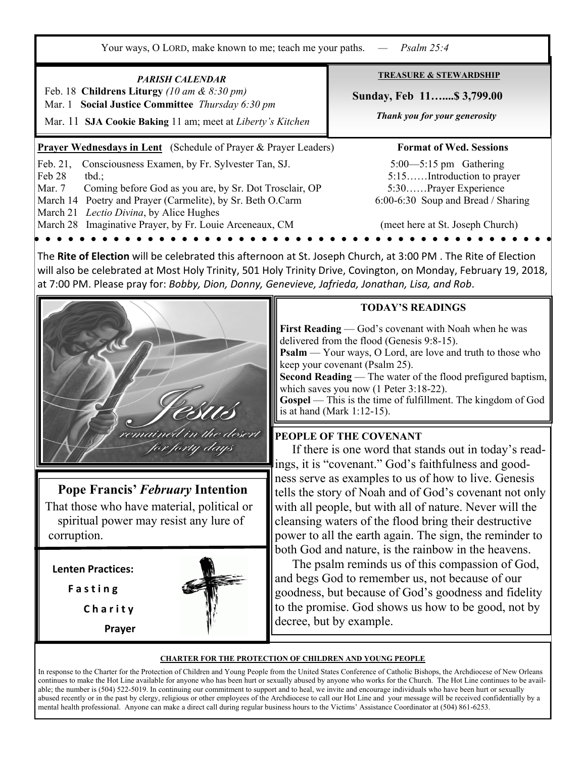Your ways, O LORD, make known to me; teach me your paths. — *Psalm 25:4*

*PARISH CALENDAR*

Feb. 18 **Childrens Liturgy** *(10 am & 8:30 pm)*
Mar. 1 **Social Justice Committee** *Thursday 6:30 pm*
Mar. 11 **SJA Cookie Baking** 11 am; meet at *Liberty's Kitchen*

**TREASURE & STEWARDSHIP**

**Sunday, Feb 11…....$ 3,799.00**

***Thank you for your generosity***

**Prayer Wednesdays in Lent** (Schedule of Prayer & Prayer Leaders)

Feb. 21, Consciousness Examen, by Fr. Sylvester Tan, SJ.
Feb 28 tbd.;
Mar. 7 Coming before God as you are, by Sr. Dot Trosclair, OP
March 14 Poetry and Prayer (Carmelite), by Sr. Beth O.Carm
March 21 *Lectio Divina*, by Alice Hughes
March 28 Imaginative Prayer, by Fr. Louie Arceneaux, CM

**Format of Wed. Sessions**

5:00—5:15 pm Gathering
5:15……Introduction to prayer
5:30……Prayer Experience
6:00-6:30 Soup and Bread / Sharing

(meet here at St. Joseph Church)

The **Rite of Election** will be celebrated this afternoon at St. Joseph Church, at 3:00 PM . The Rite of Election will also be celebrated at Most Holy Trinity, 501 Holy Trinity Drive, Covington, on Monday, February 19, 2018, at 7:00 PM. Please pray for: *Bobby, Dion, Donny, Genevieve, Jafrieda, Jonathan, Lisa, and Rob*.

*Jesus remained in the desert for forty days*

**TODAY'S READINGS**

**First Reading** — God's covenant with Noah when he was delivered from the flood (Genesis 9:8-15).
**Psalm** — Your ways, O Lord, are love and truth to those who keep your covenant (Psalm 25).
**Second Reading** — The water of the flood prefigured baptism, which saves you now (1 Peter 3:18-22).
**Gospel** — This is the time of fulfillment. The kingdom of God is at hand (Mark 1:12-15).

**Pope Francis' *February* Intention**

That those who have material, political or spiritual power may resist any lure of corruption.

**PEOPLE OF THE COVENANT**

If there is one word that stands out in today's readings, it is "covenant." God's faithfulness and goodness serve as examples to us of how to live. Genesis tells the story of Noah and of God's covenant not only with all people, but with all of nature. Never will the cleansing waters of the flood bring their destructive power to all the earth again. The sign, the reminder to both God and nature, is the rainbow in the heavens.

The psalm reminds us of this compassion of God, and begs God to remember us, not because of our goodness, but because of God's goodness and fidelity to the promise. God shows us how to be good, not by decree, but by example.

**Lenten Practices:**

**Fasting**

**Charity**

**Prayer**

**CHARTER FOR THE PROTECTION OF CHILDREN AND YOUNG PEOPLE**

In response to the Charter for the Protection of Children and Young People from the United States Conference of Catholic Bishops, the Archdiocese of New Orleans continues to make the Hot Line available for anyone who has been hurt or sexually abused by anyone who works for the Church. The Hot Line continues to be available; the number is (504) 522-5019. In continuing our commitment to support and to heal, we invite and encourage individuals who have been hurt or sexually abused recently or in the past by clergy, religious or other employees of the Archdiocese to call our Hot Line and your message will be received confidentially by a mental health professional. Anyone can make a direct call during regular business hours to the Victims' Assistance Coordinator at (504) 861-6253.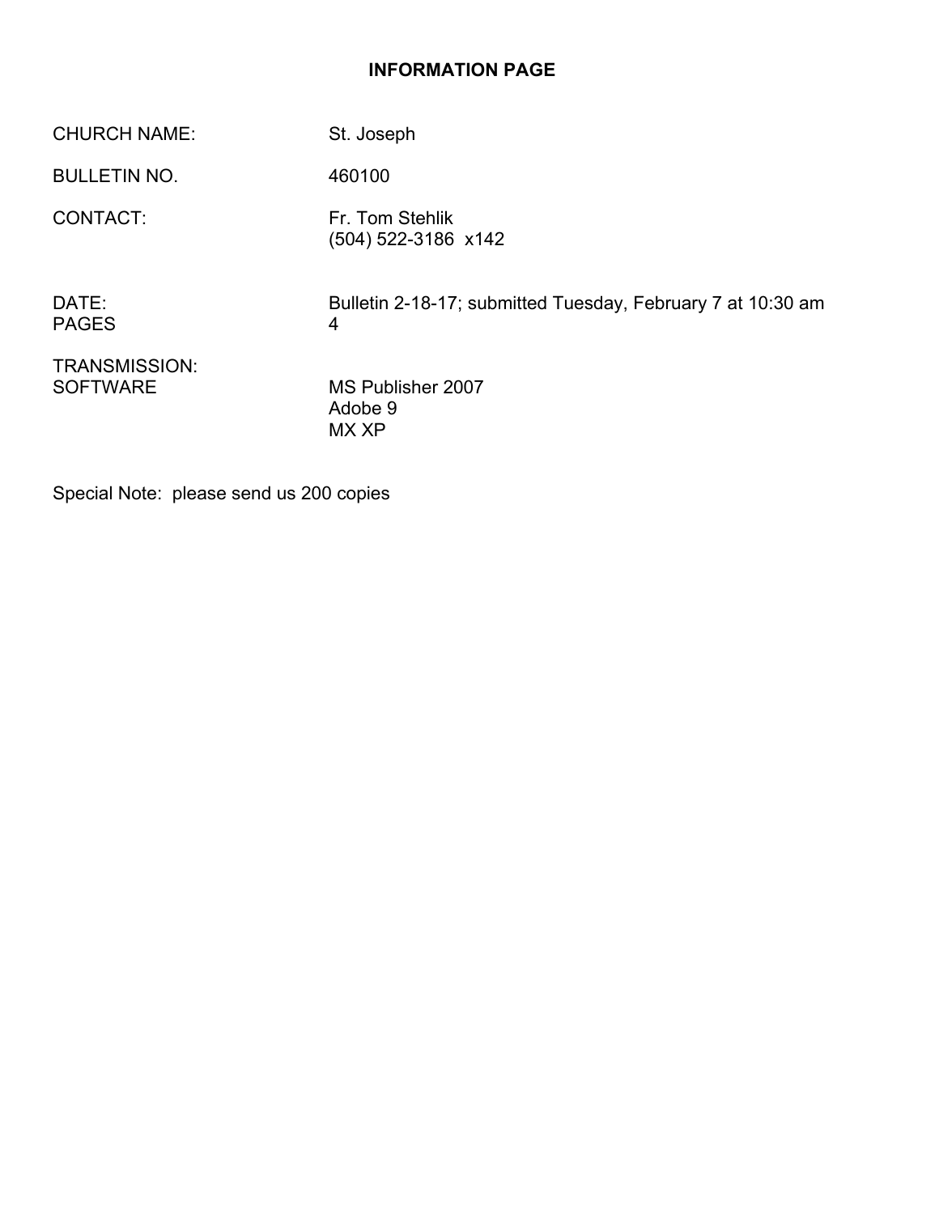# INFORMATION PAGE

| | |
|---|---|
| CHURCH NAME: | St. Joseph |
| BULLETIN NO. | 460100 |
| CONTACT: | Fr. Tom Stehlik<br>(504) 522-3186 x142 |
| DATE:<br>PAGES | Bulletin 2-18-17; submitted Tuesday, February 7 at 10:30 am<br>4 |
| TRANSMISSION:<br>SOFTWARE | <br>MS Publisher 2007<br>Adobe 9<br>MX XP |

Special Note: please send us 200 copies